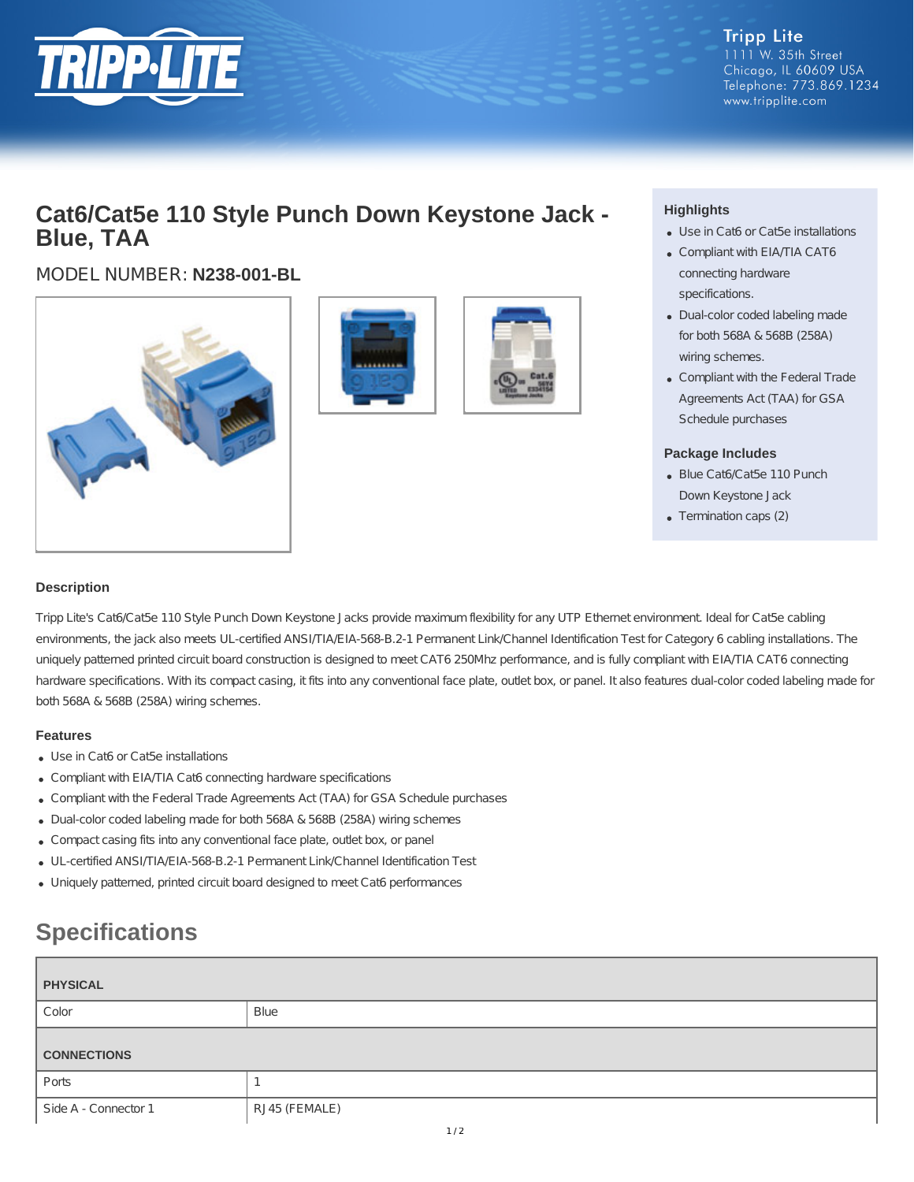Tripp Lite
1111 W. 35th Street
Chicago, IL 60609 USA
Telephone: 773.869.1234
www.tripplite.com

# Cat6/Cat5e 110 Style Punch Down Keystone Jack - Blue, TAA

MODEL NUMBER: **N238-001-BL**

### Highlights

- Use in Cat6 or Cat5e installations
- Compliant with EIA/TIA CAT6 connecting hardware specifications.
- Dual-color coded labeling made for both 568A & 568B (258A) wiring schemes.
- Compliant with the Federal Trade Agreements Act (TAA) for GSA Schedule purchases

### Package Includes

- Blue Cat6/Cat5e 110 Punch Down Keystone Jack
- Termination caps (2)

### Description

Tripp Lite's Cat6/Cat5e 110 Style Punch Down Keystone Jacks provide maximum flexibility for any UTP Ethernet environment. Ideal for Cat5e cabling environments, the jack also meets UL-certified ANSI/TIA/EIA-568-B.2-1 Permanent Link/Channel Identification Test for Category 6 cabling installations. The uniquely patterned printed circuit board construction is designed to meet CAT6 250Mhz performance, and is fully compliant with EIA/TIA CAT6 connecting hardware specifications. With its compact casing, it fits into any conventional face plate, outlet box, or panel. It also features dual-color coded labeling made for both 568A & 568B (258A) wiring schemes.

### Features

- Use in Cat6 or Cat5e installations
- Compliant with EIA/TIA Cat6 connecting hardware specifications
- Compliant with the Federal Trade Agreements Act (TAA) for GSA Schedule purchases
- Dual-color coded labeling made for both 568A & 568B (258A) wiring schemes
- Compact casing fits into any conventional face plate, outlet box, or panel
- UL-certified ANSI/TIA/EIA-568-B.2-1 Permanent Link/Channel Identification Test
- Uniquely patterned, printed circuit board designed to meet Cat6 performances

## Specifications

| PHYSICAL | |
|---|---|
| Color | Blue |
| **CONNECTIONS** | |
| Ports | 1 |
| Side A - Connector 1 | RJ45 (FEMALE) |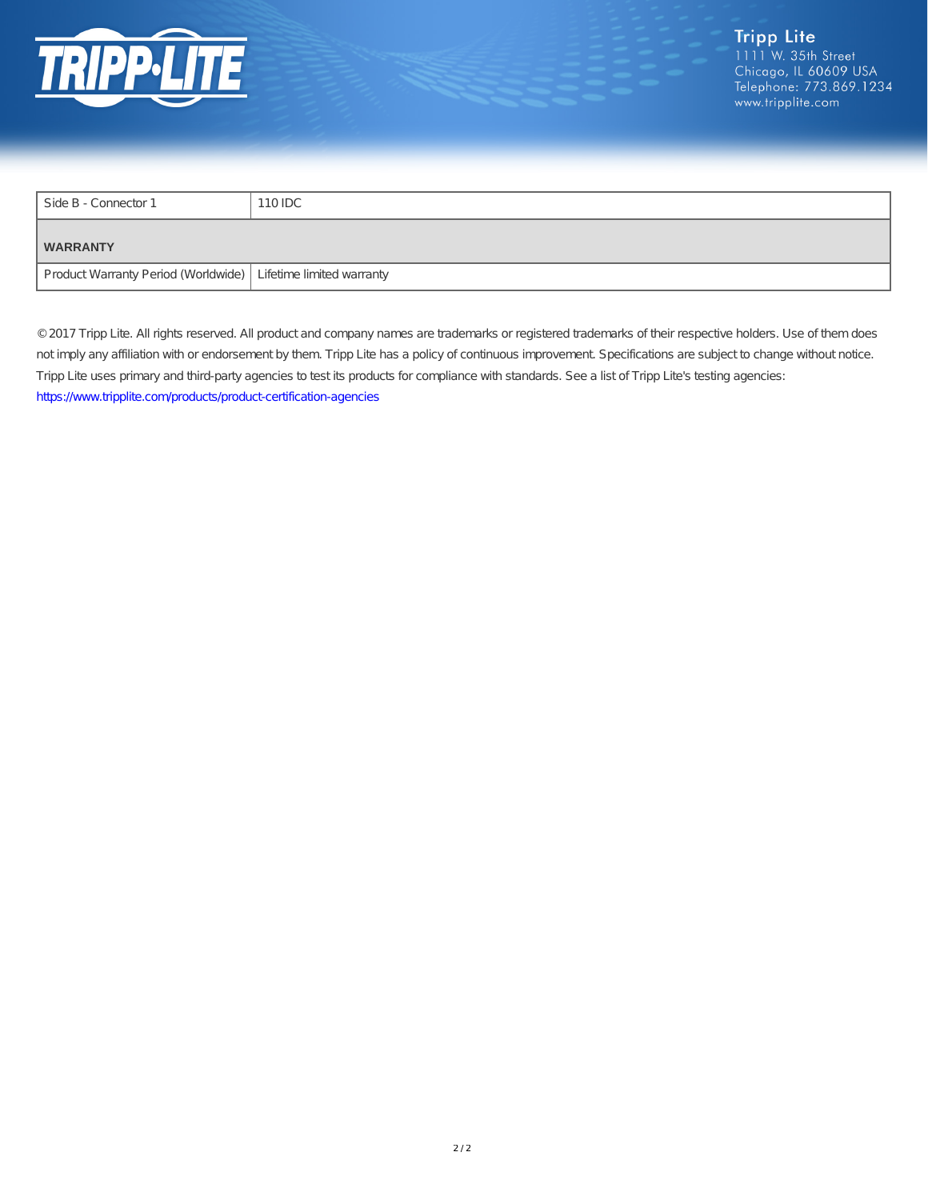| | |
|---|---|
| Side B - Connector 1 | 110 IDC |
| **WARRANTY** | |
| Product Warranty Period (Worldwide) | Lifetime limited warranty |

© 2017 Tripp Lite. All rights reserved. All product and company names are trademarks or registered trademarks of their respective holders. Use of them does not imply any affiliation with or endorsement by them. Tripp Lite has a policy of continuous improvement. Specifications are subject to change without notice. Tripp Lite uses primary and third-party agencies to test its products for compliance with standards. See a list of Tripp Lite's testing agencies: https://www.tripplite.com/products/product-certification-agencies